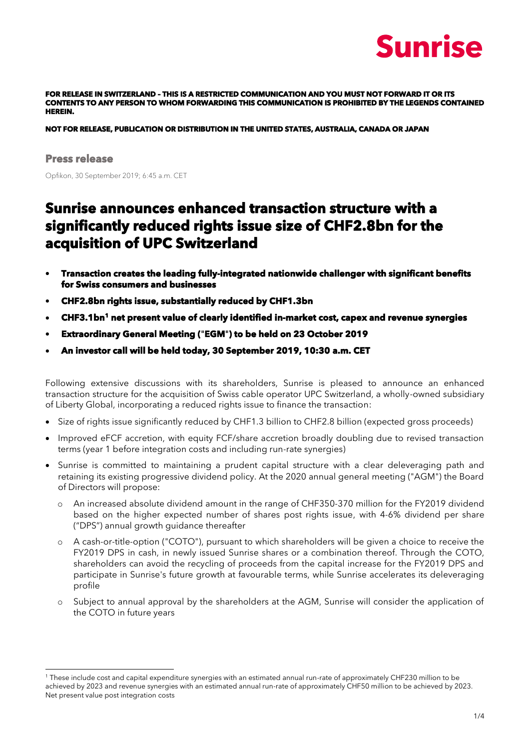Sunrise

**FOR RELEASE IN SWITZERLAND – THIS IS A RESTRICTED COMMUNICATION AND YOU MUST NOT FORWARD IT OR ITS CONTENTS TO ANY PERSON TO WHOM FORWARDING THIS COMMUNICATION IS PROHIBITED BY THE LEGENDS CONTAINED HEREIN.**

**NOT FOR RELEASE, PUBLICATION OR DISTRIBUTION IN THE UNITED STATES, AUSTRALIA, CANADA OR JAPAN**

**Press release**

Opfikon, 30 September 2019; 6:45 a.m. CET

# Sunrise announces enhanced transaction structure with a significantly reduced rights issue size of CHF2.8bn for the acquisition of UPC Switzerland

- **Transaction creates the leading fully-integrated nationwide challenger with significant benefits for Swiss consumers and businesses**
- **CHF2.8bn rights issue, substantially reduced by CHF1.3bn**
- **CHF3.1bn[1] net present value of clearly identified in-market cost, capex and revenue synergies**
- **Extraordinary General Meeting ("EGM") to be held on 23 October 2019**
- **An investor call will be held today, 30 September 2019, 10:30 a.m. CET**

Following extensive discussions with its shareholders, Sunrise is pleased to announce an enhanced transaction structure for the acquisition of Swiss cable operator UPC Switzerland, a wholly-owned subsidiary of Liberty Global, incorporating a reduced rights issue to finance the transaction:

- Size of rights issue significantly reduced by CHF1.3 billion to CHF2.8 billion (expected gross proceeds)
- Improved eFCF accretion, with equity FCF/share accretion broadly doubling due to revised transaction terms (year 1 before integration costs and including run-rate synergies)
- Sunrise is committed to maintaining a prudent capital structure with a clear deleveraging path and retaining its existing progressive dividend policy. At the 2020 annual general meeting ("AGM") the Board of Directors will propose:
  - An increased absolute dividend amount in the range of CHF350-370 million for the FY2019 dividend based on the higher expected number of shares post rights issue, with 4-6% dividend per share ("DPS") annual growth guidance thereafter
  - A cash-or-title-option ("COTO"), pursuant to which shareholders will be given a choice to receive the FY2019 DPS in cash, in newly issued Sunrise shares or a combination thereof. Through the COTO, shareholders can avoid the recycling of proceeds from the capital increase for the FY2019 DPS and participate in Sunrise's future growth at favourable terms, while Sunrise accelerates its deleveraging profile
  - Subject to annual approval by the shareholders at the AGM, Sunrise will consider the application of the COTO in future years

[1] These include cost and capital expenditure synergies with an estimated annual run-rate of approximately CHF230 million to be achieved by 2023 and revenue synergies with an estimated annual run-rate of approximately CHF50 million to be achieved by 2023. Net present value post integration costs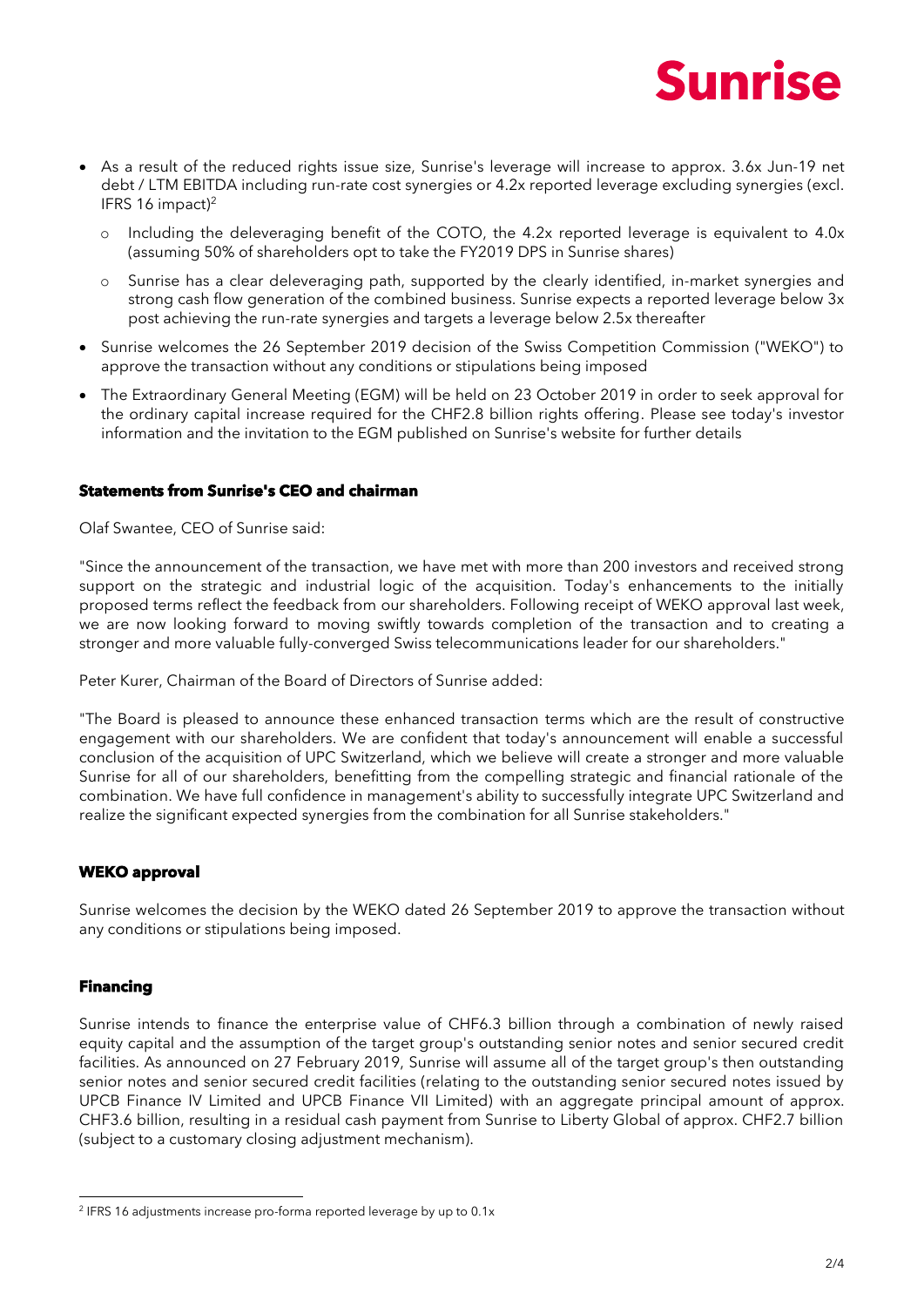- As a result of the reduced rights issue size, Sunrise's leverage will increase to approx. 3.6x Jun-19 net debt / LTM EBITDA including run-rate cost synergies or 4.2x reported leverage excluding synergies (excl. IFRS 16 impact)[2]
  - Including the deleveraging benefit of the COTO, the 4.2x reported leverage is equivalent to 4.0x (assuming 50% of shareholders opt to take the FY2019 DPS in Sunrise shares)
  - Sunrise has a clear deleveraging path, supported by the clearly identified, in-market synergies and strong cash flow generation of the combined business. Sunrise expects a reported leverage below 3x post achieving the run-rate synergies and targets a leverage below 2.5x thereafter
- Sunrise welcomes the 26 September 2019 decision of the Swiss Competition Commission ("WEKO") to approve the transaction without any conditions or stipulations being imposed
- The Extraordinary General Meeting (EGM) will be held on 23 October 2019 in order to seek approval for the ordinary capital increase required for the CHF2.8 billion rights offering. Please see today's investor information and the invitation to the EGM published on Sunrise's website for further details

## Statements from Sunrise's CEO and chairman

Olaf Swantee, CEO of Sunrise said:

"Since the announcement of the transaction, we have met with more than 200 investors and received strong support on the strategic and industrial logic of the acquisition. Today's enhancements to the initially proposed terms reflect the feedback from our shareholders. Following receipt of WEKO approval last week, we are now looking forward to moving swiftly towards completion of the transaction and to creating a stronger and more valuable fully-converged Swiss telecommunications leader for our shareholders."

Peter Kurer, Chairman of the Board of Directors of Sunrise added:

"The Board is pleased to announce these enhanced transaction terms which are the result of constructive engagement with our shareholders. We are confident that today's announcement will enable a successful conclusion of the acquisition of UPC Switzerland, which we believe will create a stronger and more valuable Sunrise for all of our shareholders, benefitting from the compelling strategic and financial rationale of the combination. We have full confidence in management's ability to successfully integrate UPC Switzerland and realize the significant expected synergies from the combination for all Sunrise stakeholders."

## WEKO approval

Sunrise welcomes the decision by the WEKO dated 26 September 2019 to approve the transaction without any conditions or stipulations being imposed.

## Financing

Sunrise intends to finance the enterprise value of CHF6.3 billion through a combination of newly raised equity capital and the assumption of the target group's outstanding senior notes and senior secured credit facilities. As announced on 27 February 2019, Sunrise will assume all of the target group's then outstanding senior notes and senior secured credit facilities (relating to the outstanding senior secured notes issued by UPCB Finance IV Limited and UPCB Finance VII Limited) with an aggregate principal amount of approx. CHF3.6 billion, resulting in a residual cash payment from Sunrise to Liberty Global of approx. CHF2.7 billion (subject to a customary closing adjustment mechanism).

[2] IFRS 16 adjustments increase pro-forma reported leverage by up to 0.1x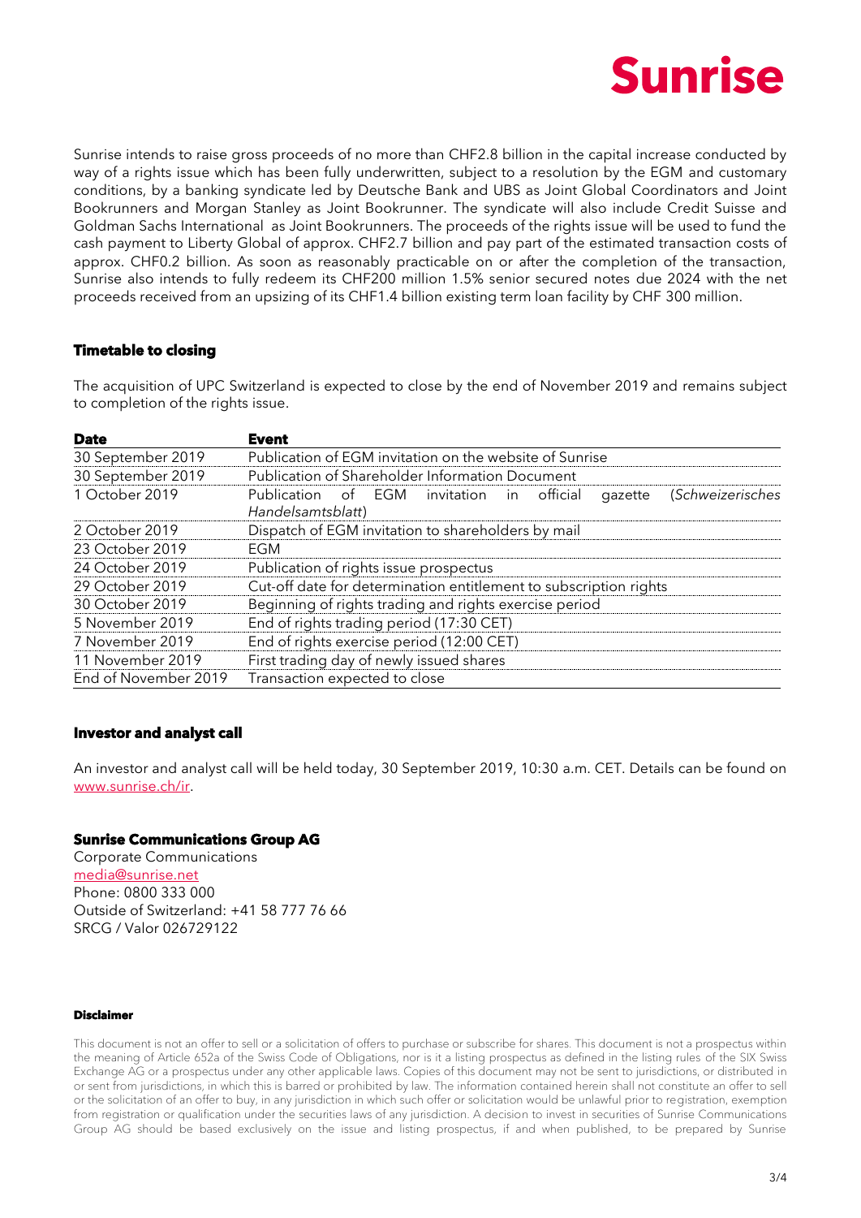Sunrise intends to raise gross proceeds of no more than CHF2.8 billion in the capital increase conducted by way of a rights issue which has been fully underwritten, subject to a resolution by the EGM and customary conditions, by a banking syndicate led by Deutsche Bank and UBS as Joint Global Coordinators and Joint Bookrunners and Morgan Stanley as Joint Bookrunner. The syndicate will also include Credit Suisse and Goldman Sachs International as Joint Bookrunners. The proceeds of the rights issue will be used to fund the cash payment to Liberty Global of approx. CHF2.7 billion and pay part of the estimated transaction costs of approx. CHF0.2 billion. As soon as reasonably practicable on or after the completion of the transaction, Sunrise also intends to fully redeem its CHF200 million 1.5% senior secured notes due 2024 with the net proceeds received from an upsizing of its CHF1.4 billion existing term loan facility by CHF 300 million.

## Timetable to closing

The acquisition of UPC Switzerland is expected to close by the end of November 2019 and remains subject to completion of the rights issue.

| Date | Event |
|---|---|
| 30 September 2019 | Publication of EGM invitation on the website of Sunrise |
| 30 September 2019 | Publication of Shareholder Information Document |
| 1 October 2019 | Publication of EGM invitation in official gazette (*Schweizerisches Handelsamtsblatt*) |
| 2 October 2019 | Dispatch of EGM invitation to shareholders by mail |
| 23 October 2019 | EGM |
| 24 October 2019 | Publication of rights issue prospectus |
| 29 October 2019 | Cut-off date for determination entitlement to subscription rights |
| 30 October 2019 | Beginning of rights trading and rights exercise period |
| 5 November 2019 | End of rights trading period (17:30 CET) |
| 7 November 2019 | End of rights exercise period (12:00 CET) |
| 11 November 2019 | First trading day of newly issued shares |
| End of November 2019 | Transaction expected to close |

## Investor and analyst call

An investor and analyst call will be held today, 30 September 2019, 10:30 a.m. CET. Details can be found on www.sunrise.ch/ir.

**Sunrise Communications Group AG**
Corporate Communications
media@sunrise.net
Phone: 0800 333 000
Outside of Switzerland: +41 58 777 76 66
SRCG / Valor 026729122

#### Disclaimer

This document is not an offer to sell or a solicitation of offers to purchase or subscribe for shares. This document is not a prospectus within the meaning of Article 652a of the Swiss Code of Obligations, nor is it a listing prospectus as defined in the listing rules of the SIX Swiss Exchange AG or a prospectus under any other applicable laws. Copies of this document may not be sent to jurisdictions, or distributed in or sent from jurisdictions, in which this is barred or prohibited by law. The information contained herein shall not constitute an offer to sell or the solicitation of an offer to buy, in any jurisdiction in which such offer or solicitation would be unlawful prior to registration, exemption from registration or qualification under the securities laws of any jurisdiction. A decision to invest in securities of Sunrise Communications Group AG should be based exclusively on the issue and listing prospectus, if and when published, to be prepared by Sunrise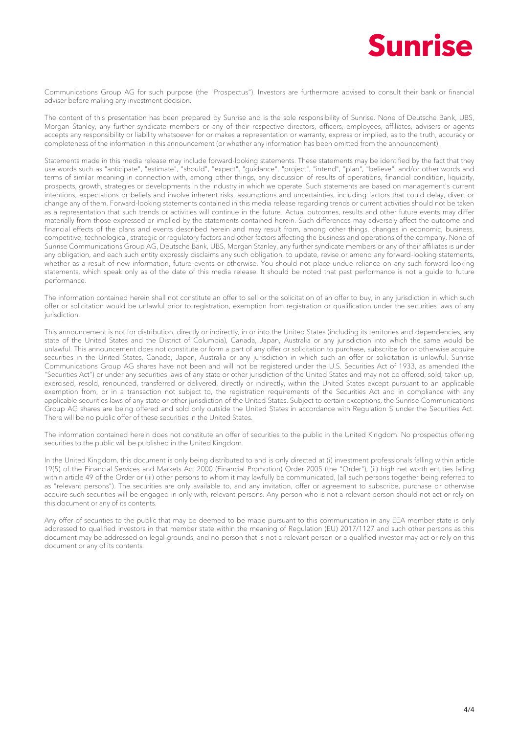Communications Group AG for such purpose (the "Prospectus"). Investors are furthermore advised to consult their bank or financial adviser before making any investment decision.

The content of this presentation has been prepared by Sunrise and is the sole responsibility of Sunrise. None of Deutsche Bank, UBS, Morgan Stanley, any further syndicate members or any of their respective directors, officers, employees, affiliates, advisers or agents accepts any responsibility or liability whatsoever for or makes a representation or warranty, express or implied, as to the truth, accuracy or completeness of the information in this announcement (or whether any information has been omitted from the announcement).

Statements made in this media release may include forward-looking statements. These statements may be identified by the fact that they use words such as "anticipate", "estimate", "should", "expect", "guidance", "project", "intend", "plan", "believe", and/or other words and terms of similar meaning in connection with, among other things, any discussion of results of operations, financial condition, liquidity, prospects, growth, strategies or developments in the industry in which we operate. Such statements are based on management's current intentions, expectations or beliefs and involve inherent risks, assumptions and uncertainties, including factors that could delay, divert or change any of them. Forward-looking statements contained in this media release regarding trends or current activities should not be taken as a representation that such trends or activities will continue in the future. Actual outcomes, results and other future events may differ materially from those expressed or implied by the statements contained herein. Such differences may adversely affect the outcome and financial effects of the plans and events described herein and may result from, among other things, changes in economic, business, competitive, technological, strategic or regulatory factors and other factors affecting the business and operations of the company. None of Sunrise Communications Group AG, Deutsche Bank, UBS, Morgan Stanley, any further syndicate members or any of their affiliates is under any obligation, and each such entity expressly disclaims any such obligation, to update, revise or amend any forward-looking statements, whether as a result of new information, future events or otherwise. You should not place undue reliance on any such forward-looking statements, which speak only as of the date of this media release. It should be noted that past performance is not a guide to future performance.

The information contained herein shall not constitute an offer to sell or the solicitation of an offer to buy, in any jurisdiction in which such offer or solicitation would be unlawful prior to registration, exemption from registration or qualification under the securities laws of any jurisdiction.

This announcement is not for distribution, directly or indirectly, in or into the United States (including its territories and dependencies, any state of the United States and the District of Columbia), Canada, Japan, Australia or any jurisdiction into which the same would be unlawful. This announcement does not constitute or form a part of any offer or solicitation to purchase, subscribe for or otherwise acquire securities in the United States, Canada, Japan, Australia or any jurisdiction in which such an offer or solicitation is unlawful. Sunrise Communications Group AG shares have not been and will not be registered under the U.S. Securities Act of 1933, as amended (the "Securities Act") or under any securities laws of any state or other jurisdiction of the United States and may not be offered, sold, taken up, exercised, resold, renounced, transferred or delivered, directly or indirectly, within the United States except pursuant to an applicable exemption from, or in a transaction not subject to, the registration requirements of the Securities Act and in compliance with any applicable securities laws of any state or other jurisdiction of the United States. Subject to certain exceptions, the Sunrise Communications Group AG shares are being offered and sold only outside the United States in accordance with Regulation S under the Securities Act. There will be no public offer of these securities in the United States.

The information contained herein does not constitute an offer of securities to the public in the United Kingdom. No prospectus offering securities to the public will be published in the United Kingdom.

In the United Kingdom, this document is only being distributed to and is only directed at (i) investment professionals falling within article 19(5) of the Financial Services and Markets Act 2000 (Financial Promotion) Order 2005 (the "Order"), (ii) high net worth entities falling within article 49 of the Order or (iii) other persons to whom it may lawfully be communicated, (all such persons together being referred to as "relevant persons"). The securities are only available to, and any invitation, offer or agreement to subscribe, purchase or otherwise acquire such securities will be engaged in only with, relevant persons. Any person who is not a relevant person should not act or rely on this document or any of its contents.

Any offer of securities to the public that may be deemed to be made pursuant to this communication in any EEA member state is only addressed to qualified investors in that member state within the meaning of Regulation (EU) 2017/1127 and such other persons as this document may be addressed on legal grounds, and no person that is not a relevant person or a qualified investor may act or rely on this document or any of its contents.